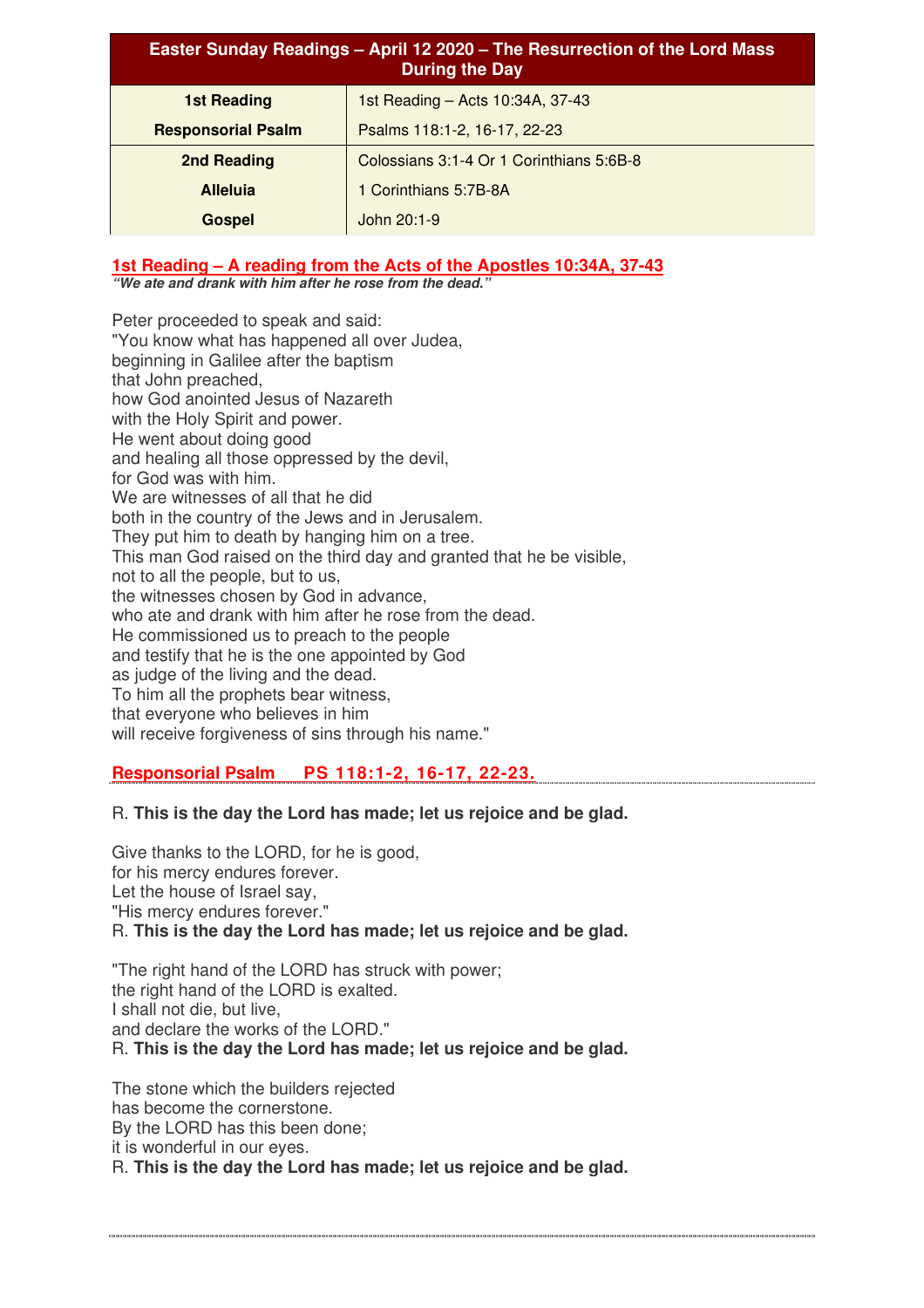| Easter Sunday Readings – April 12 2020 – The Resurrection of the Lord Mass During the Day | |
|---|---|
| **1st Reading** | 1st Reading – Acts 10:34A, 37-43 |
| **Responsorial Psalm** | Psalms 118:1-2, 16-17, 22-23 |
| **2nd Reading** | Colossians 3:1-4 Or 1 Corinthians 5:6B-8 |
| **Alleluia** | 1 Corinthians 5:7B-8A |
| **Gospel** | John 20:1-9 |

## 1st Reading – A reading from the Acts of the Apostles 10:34A, 37-43

***"We ate and drank with him after he rose from the dead."***

Peter proceeded to speak and said:
"You know what has happened all over Judea,
beginning in Galilee after the baptism
that John preached,
how God anointed Jesus of Nazareth
with the Holy Spirit and power.
He went about doing good
and healing all those oppressed by the devil,
for God was with him.
We are witnesses of all that he did
both in the country of the Jews and in Jerusalem.
They put him to death by hanging him on a tree.
This man God raised on the third day and granted that he be visible,
not to all the people, but to us,
the witnesses chosen by God in advance,
who ate and drank with him after he rose from the dead.
He commissioned us to preach to the people
and testify that he is the one appointed by God
as judge of the living and the dead.
To him all the prophets bear witness,
that everyone who believes in him
will receive forgiveness of sins through his name."

## Responsorial Psalm PS 118:1-2, 16-17, 22-23.

R. **This is the day the Lord has made; let us rejoice and be glad.**

Give thanks to the LORD, for he is good,
for his mercy endures forever.
Let the house of Israel say,
"His mercy endures forever."
R. **This is the day the Lord has made; let us rejoice and be glad.**

"The right hand of the LORD has struck with power;
the right hand of the LORD is exalted.
I shall not die, but live,
and declare the works of the LORD."
R. **This is the day the Lord has made; let us rejoice and be glad.**

The stone which the builders rejected
has become the cornerstone.
By the LORD has this been done;
it is wonderful in our eyes.
R. **This is the day the Lord has made; let us rejoice and be glad.**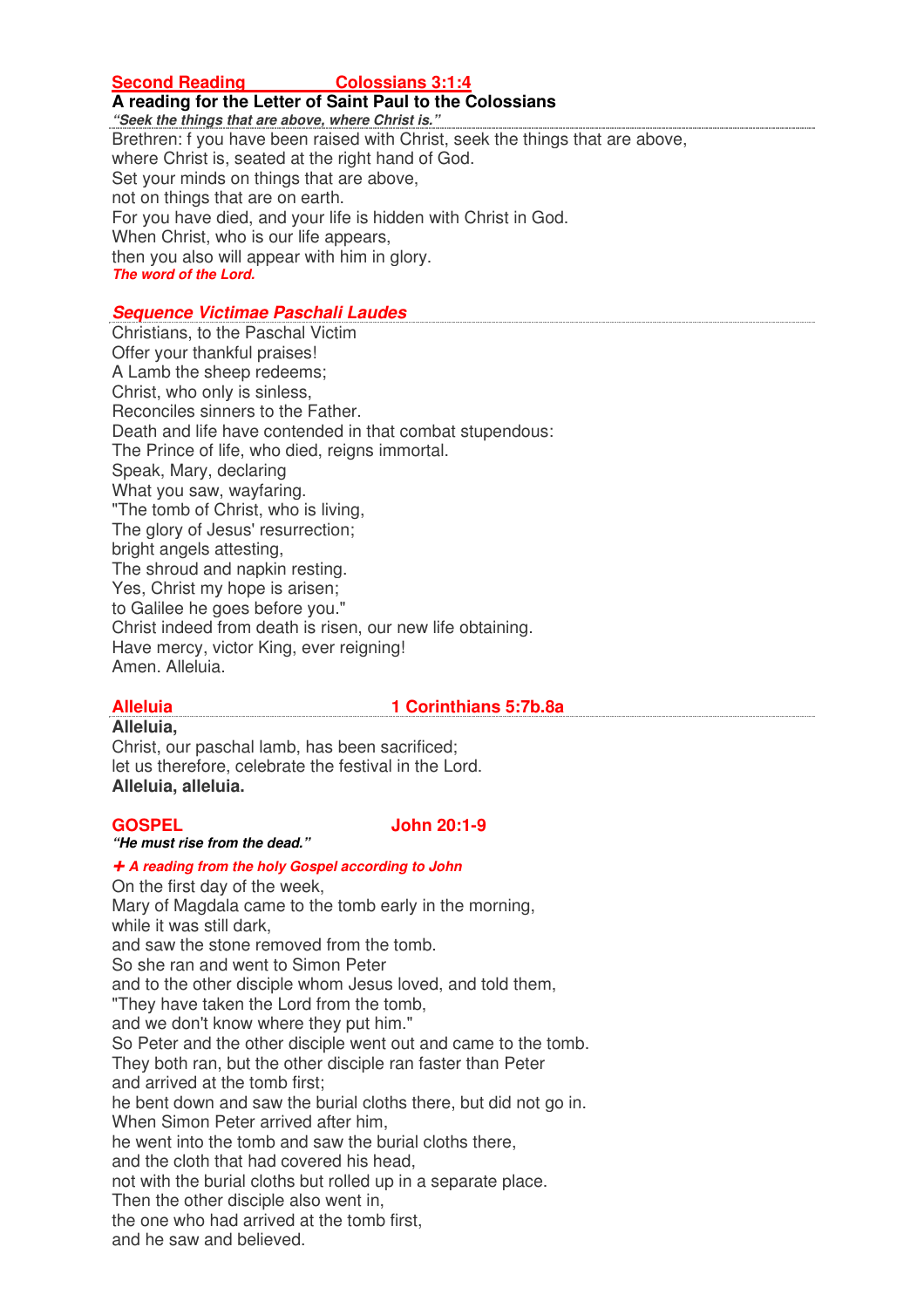## Second Reading Colossians 3:1:4

**A reading for the Letter of Saint Paul to the Colossians**

***"Seek the things that are above, where Christ is."***

Brethren: f you have been raised with Christ, seek the things that are above,
where Christ is, seated at the right hand of God.
Set your minds on things that are above,
not on things that are on earth.
For you have died, and your life is hidden with Christ in God.
When Christ, who is our life appears,
then you also will appear with him in glory.
***The word of the Lord.***

## *Sequence Victimae Paschali Laudes*

Christians, to the Paschal Victim
Offer your thankful praises!
A Lamb the sheep redeems;
Christ, who only is sinless,
Reconciles sinners to the Father.
Death and life have contended in that combat stupendous:
The Prince of life, who died, reigns immortal.
Speak, Mary, declaring
What you saw, wayfaring.
"The tomb of Christ, who is living,
The glory of Jesus' resurrection;
bright angels attesting,
The shroud and napkin resting.
Yes, Christ my hope is arisen;
to Galilee he goes before you."
Christ indeed from death is risen, our new life obtaining.
Have mercy, victor King, ever reigning!
Amen. Alleluia.

## Alleluia 1 Corinthians 5:7b.8a

**Alleluia,**
Christ, our paschal lamb, has been sacrificed;
let us therefore, celebrate the festival in the Lord.
**Alleluia, alleluia.**

## GOSPEL John 20:1-9

***"He must rise from the dead."***

***✚ A reading from the holy Gospel according to John***

On the first day of the week,
Mary of Magdala came to the tomb early in the morning,
while it was still dark,
and saw the stone removed from the tomb.
So she ran and went to Simon Peter
and to the other disciple whom Jesus loved, and told them,
"They have taken the Lord from the tomb,
and we don't know where they put him."
So Peter and the other disciple went out and came to the tomb.
They both ran, but the other disciple ran faster than Peter
and arrived at the tomb first;
he bent down and saw the burial cloths there, but did not go in.
When Simon Peter arrived after him,
he went into the tomb and saw the burial cloths there,
and the cloth that had covered his head,
not with the burial cloths but rolled up in a separate place.
Then the other disciple also went in,
the one who had arrived at the tomb first,
and he saw and believed.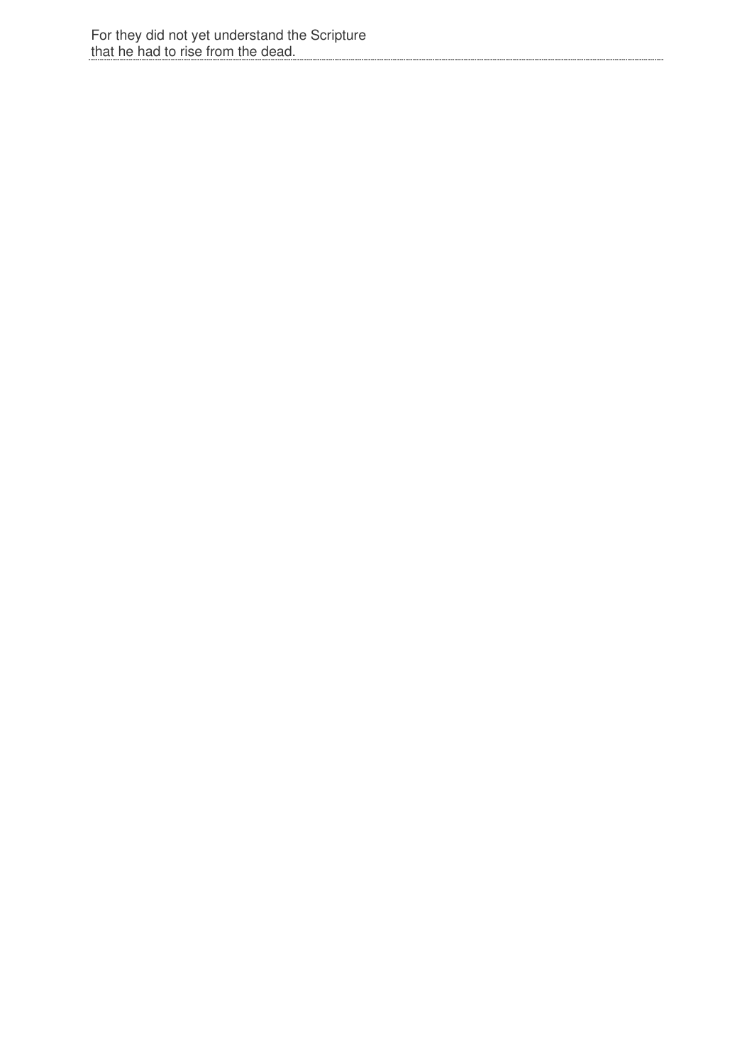For they did not yet understand the Scripture
that he had to rise from the dead.